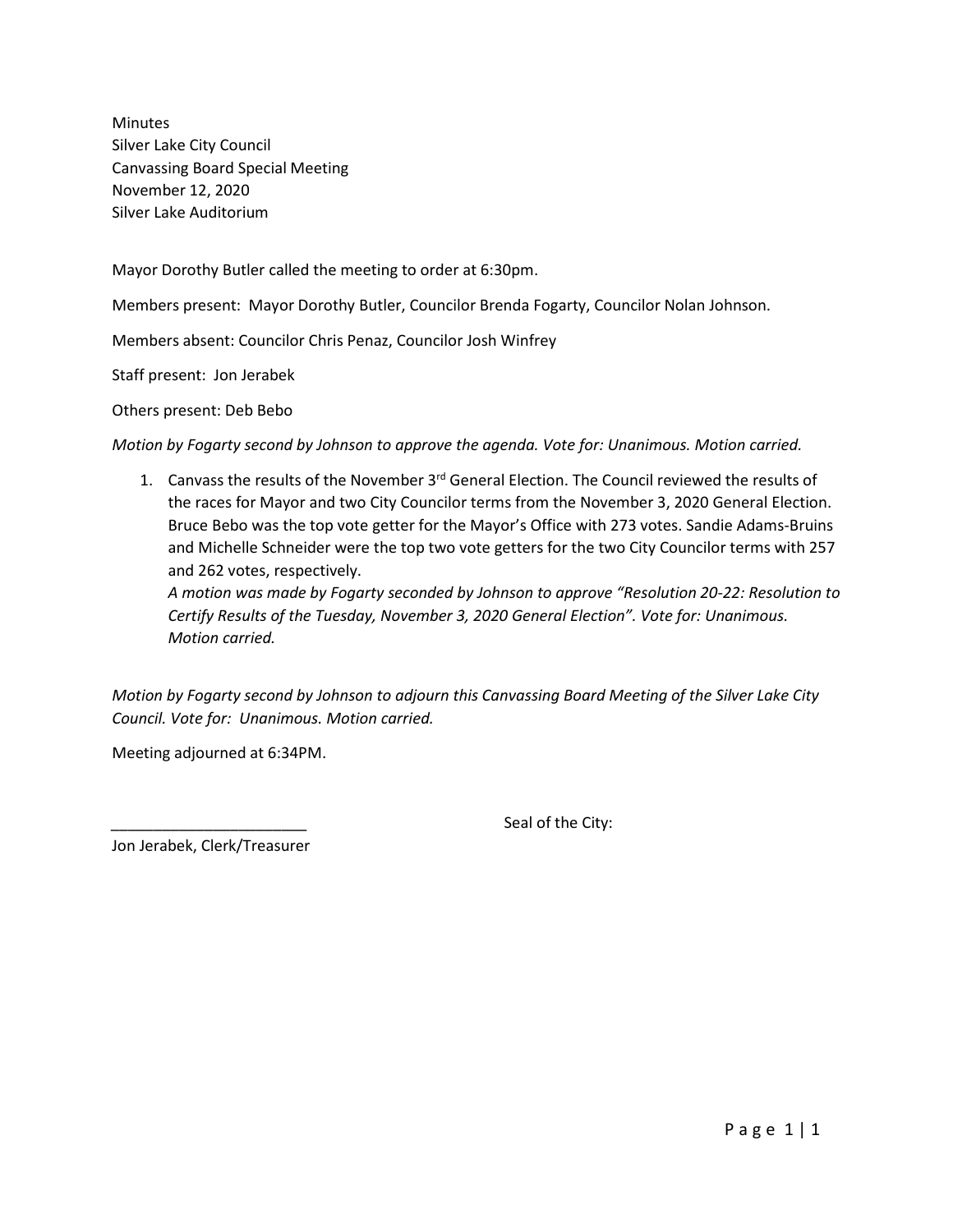Minutes
Silver Lake City Council
Canvassing Board Special Meeting
November 12, 2020
Silver Lake Auditorium

Mayor Dorothy Butler called the meeting to order at 6:30pm.

Members present: Mayor Dorothy Butler, Councilor Brenda Fogarty, Councilor Nolan Johnson.

Members absent: Councilor Chris Penaz, Councilor Josh Winfrey

Staff present: Jon Jerabek

Others present: Deb Bebo

*Motion by Fogarty second by Johnson to approve the agenda. Vote for: Unanimous. Motion carried.*

1. Canvass the results of the November 3rd General Election. The Council reviewed the results of the races for Mayor and two City Councilor terms from the November 3, 2020 General Election. Bruce Bebo was the top vote getter for the Mayor's Office with 273 votes. Sandie Adams-Bruins and Michelle Schneider were the top two vote getters for the two City Councilor terms with 257 and 262 votes, respectively.
   *A motion was made by Fogarty seconded by Johnson to approve "Resolution 20-22: Resolution to Certify Results of the Tuesday, November 3, 2020 General Election". Vote for: Unanimous. Motion carried.*

*Motion by Fogarty second by Johnson to adjourn this Canvassing Board Meeting of the Silver Lake City Council. Vote for: Unanimous. Motion carried.*

Meeting adjourned at 6:34PM.

_______________________ Seal of the City:

Jon Jerabek, Clerk/Treasurer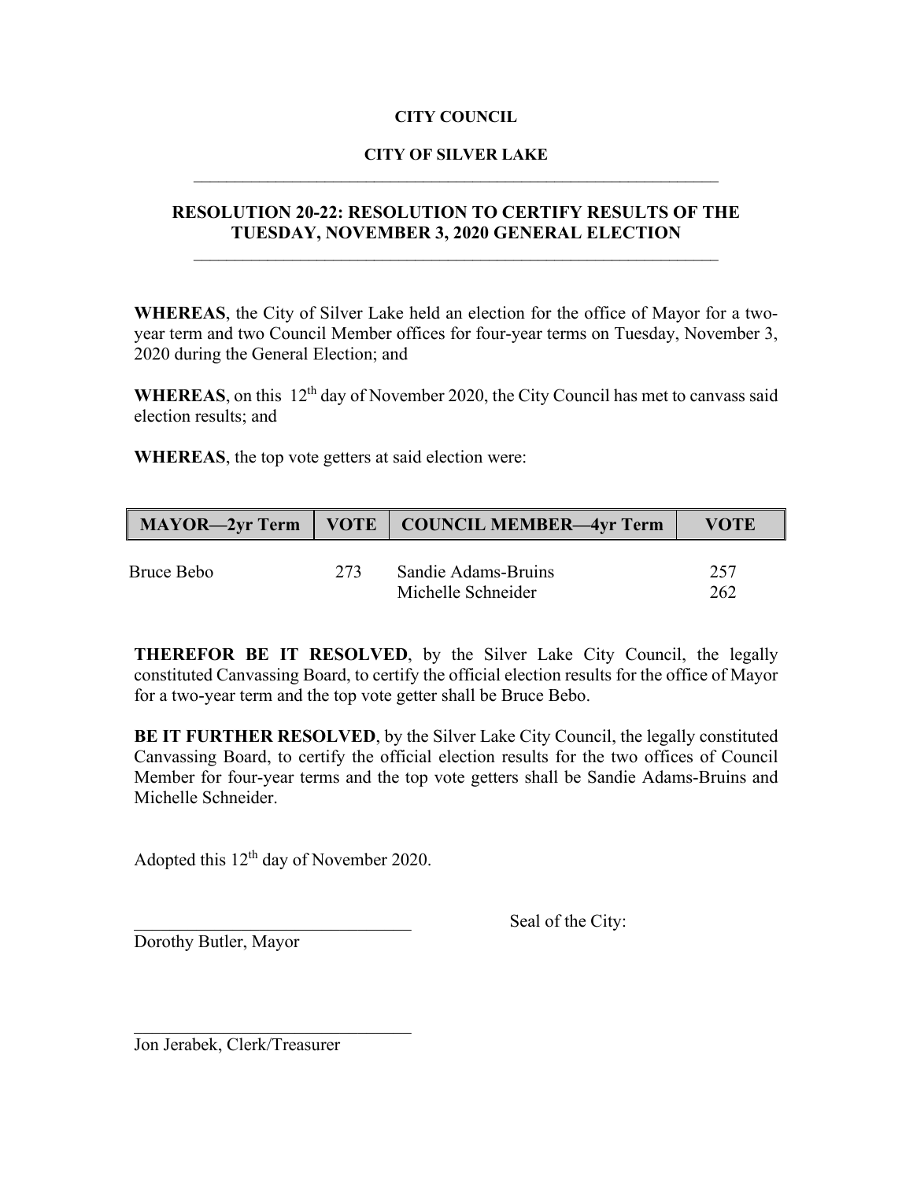**CITY COUNCIL**

**CITY OF SILVER LAKE**

---

## RESOLUTION 20-22: RESOLUTION TO CERTIFY RESULTS OF THE TUESDAY, NOVEMBER 3, 2020 GENERAL ELECTION

---

**WHEREAS**, the City of Silver Lake held an election for the office of Mayor for a two-year term and two Council Member offices for four-year terms on Tuesday, November 3, 2020 during the General Election; and

**WHEREAS**, on this 12th day of November 2020, the City Council has met to canvass said election results; and

**WHEREAS**, the top vote getters at said election were:

| MAYOR—2yr Term | VOTE | COUNCIL MEMBER—4yr Term | VOTE |
|---|---|---|---|
| Bruce Bebo | 273 | Sandie Adams-Bruins | 257 |
| | | Michelle Schneider | 262 |

**THEREFOR BE IT RESOLVED**, by the Silver Lake City Council, the legally constituted Canvassing Board, to certify the official election results for the office of Mayor for a two-year term and the top vote getter shall be Bruce Bebo.

**BE IT FURTHER RESOLVED**, by the Silver Lake City Council, the legally constituted Canvassing Board, to certify the official election results for the two offices of Council Member for four-year terms and the top vote getters shall be Sandie Adams-Bruins and Michelle Schneider.

Adopted this 12th day of November 2020.

\_\_\_\_\_\_\_\_\_\_\_\_\_\_\_\_\_\_\_\_\_\_\_\_\_\_\_\_\_\_\_\_
Dorothy Butler, Mayor

Seal of the City:

\_\_\_\_\_\_\_\_\_\_\_\_\_\_\_\_\_\_\_\_\_\_\_\_\_\_\_\_\_\_\_\_
Jon Jerabek, Clerk/Treasurer